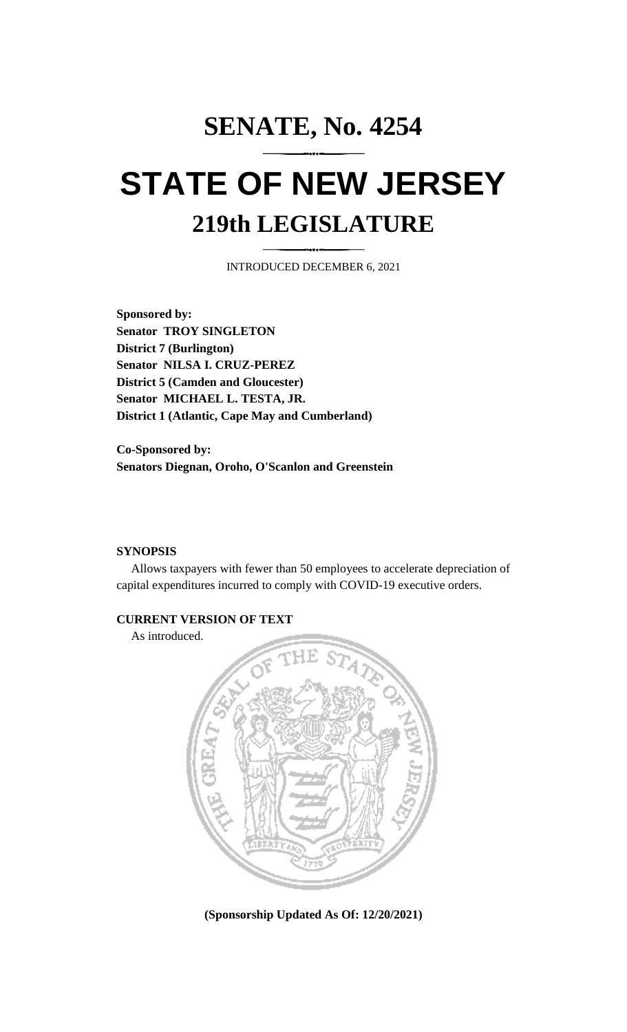# SENATE, No. 4254

# STATE OF NEW JERSEY

## 219th LEGISLATURE

INTRODUCED DECEMBER 6, 2021

**Sponsored by:**
**Senator TROY SINGLETON**
**District 7 (Burlington)**
**Senator NILSA I. CRUZ-PEREZ**
**District 5 (Camden and Gloucester)**
**Senator MICHAEL L. TESTA, JR.**
**District 1 (Atlantic, Cape May and Cumberland)**

**Co-Sponsored by:**
**Senators Diegnan, Oroho, O'Scanlon and Greenstein**

**SYNOPSIS**

Allows taxpayers with fewer than 50 employees to accelerate depreciation of capital expenditures incurred to comply with COVID-19 executive orders.

**CURRENT VERSION OF TEXT**

As introduced.

**(Sponsorship Updated As Of: 12/20/2021)**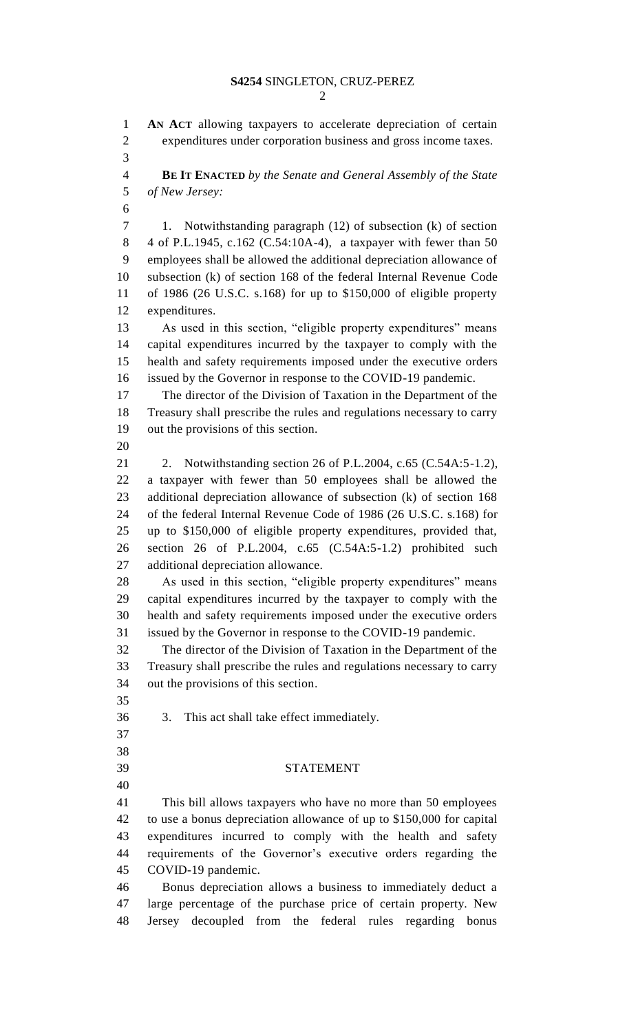**AN ACT** allowing taxpayers to accelerate depreciation of certain expenditures under corporation business and gross income taxes.

**BE IT ENACTED** *by the Senate and General Assembly of the State of New Jersey:*

1. Notwithstanding paragraph (12) of subsection (k) of section 4 of P.L.1945, c.162 (C.54:10A-4), a taxpayer with fewer than 50 employees shall be allowed the additional depreciation allowance of subsection (k) of section 168 of the federal Internal Revenue Code of 1986 (26 U.S.C. s.168) for up to $150,000 of eligible property expenditures.

As used in this section, "eligible property expenditures" means capital expenditures incurred by the taxpayer to comply with the health and safety requirements imposed under the executive orders issued by the Governor in response to the COVID-19 pandemic.

The director of the Division of Taxation in the Department of the Treasury shall prescribe the rules and regulations necessary to carry out the provisions of this section.

2. Notwithstanding section 26 of P.L.2004, c.65 (C.54A:5-1.2), a taxpayer with fewer than 50 employees shall be allowed the additional depreciation allowance of subsection (k) of section 168 of the federal Internal Revenue Code of 1986 (26 U.S.C. s.168) for up to $150,000 of eligible property expenditures, provided that, section 26 of P.L.2004, c.65 (C.54A:5-1.2) prohibited such additional depreciation allowance.

As used in this section, "eligible property expenditures" means capital expenditures incurred by the taxpayer to comply with the health and safety requirements imposed under the executive orders issued by the Governor in response to the COVID-19 pandemic.

The director of the Division of Taxation in the Department of the Treasury shall prescribe the rules and regulations necessary to carry out the provisions of this section.

3. This act shall take effect immediately.

## STATEMENT

This bill allows taxpayers who have no more than 50 employees to use a bonus depreciation allowance of up to $150,000 for capital expenditures incurred to comply with the health and safety requirements of the Governor's executive orders regarding the COVID-19 pandemic.

Bonus depreciation allows a business to immediately deduct a large percentage of the purchase price of certain property. New Jersey decoupled from the federal rules regarding bonus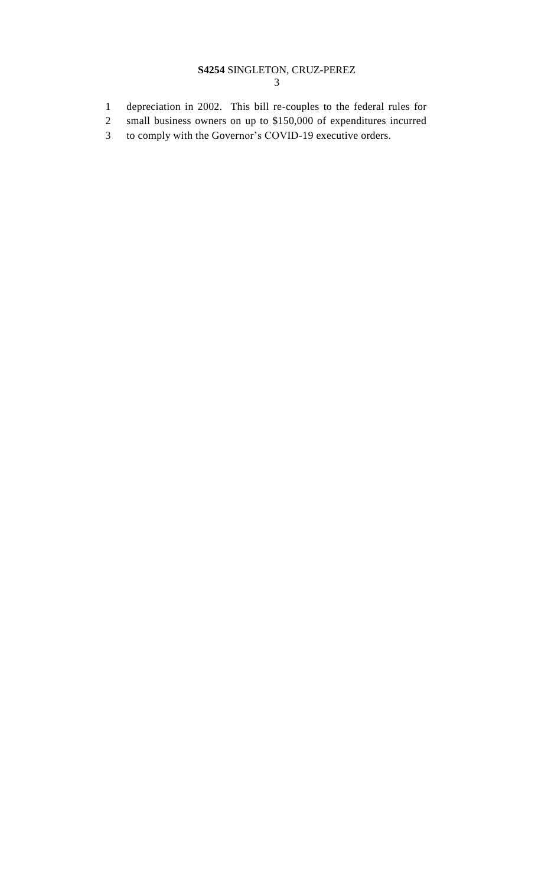depreciation in 2002. This bill re-couples to the federal rules for small business owners on up to $150,000 of expenditures incurred to comply with the Governor's COVID-19 executive orders.